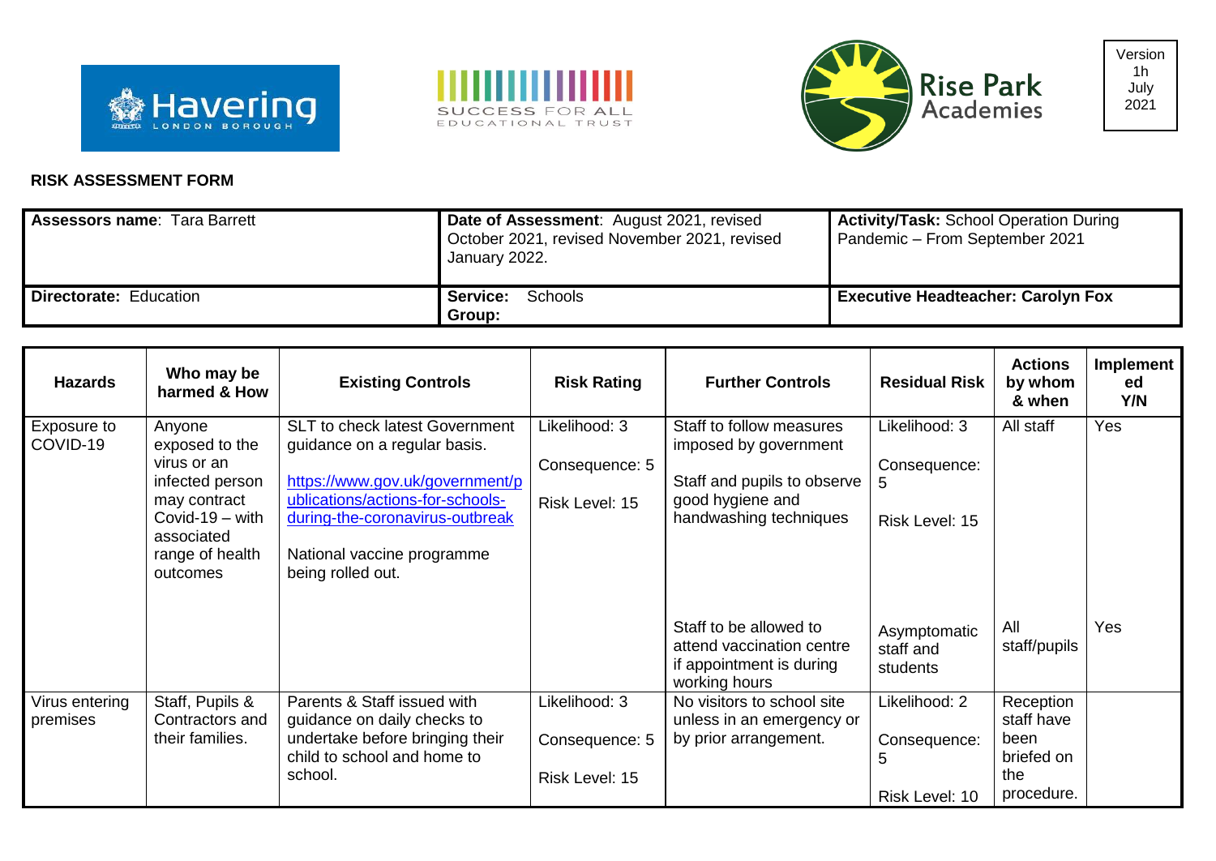Version 1h July 2021

**RISK ASSESSMENT FORM**

| **Assessors name**: Tara Barrett | **Date of Assessment**: August 2021, revised October 2021, revised November 2021, revised January 2022. | **Activity/Task:** School Operation During Pandemic – From September 2021 |
|---|---|---|
| **Directorate:** Education | **Service: Group:** Schools | **Executive Headteacher: Carolyn Fox** |

| Hazards | Who may be harmed & How | Existing Controls | Risk Rating | Further Controls | Residual Risk | Actions by whom & when | Implemented Y/N |
|---|---|---|---|---|---|---|---|
| Exposure to COVID-19 | Anyone exposed to the virus or an infected person may contract Covid-19 – with associated range of health outcomes | SLT to check latest Government guidance on a regular basis.<br><br>https://www.gov.uk/government/publications/actions-for-schools-during-the-coronavirus-outbreak<br><br>National vaccine programme being rolled out. | Likelihood: 3<br><br>Consequence: 5<br><br>Risk Level: 15 | Staff to follow measures imposed by government<br><br>Staff and pupils to observe good hygiene and handwashing techniques | Likelihood: 3<br><br>Consequence: 5<br><br>Risk Level: 15 | All staff | Yes |
| | | | | Staff to be allowed to attend vaccination centre if appointment is during working hours | Asymptomatic staff and students | All staff/pupils | Yes |
| Virus entering premises | Staff, Pupils & Contractors and their families. | Parents & Staff issued with guidance on daily checks to undertake before bringing their child to school and home to school. | Likelihood: 3<br><br>Consequence: 5<br><br>Risk Level: 15 | No visitors to school site unless in an emergency or by prior arrangement. | Likelihood: 2<br><br>Consequence: 5<br><br>Risk Level: 10 | Reception staff have been briefed on the procedure. | |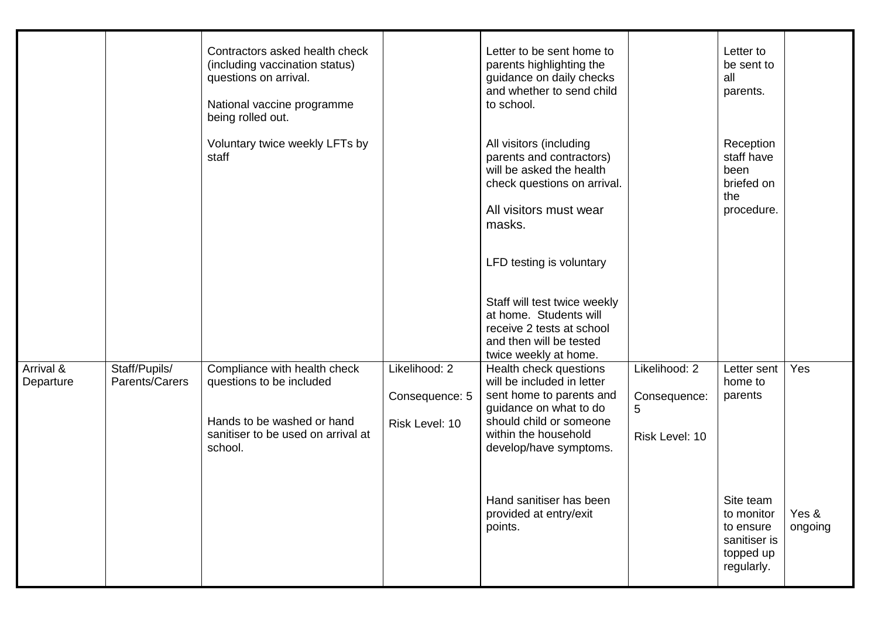| | | | | | | | |
|---|---|---|---|---|---|---|---|
| | | Contractors asked health check (including vaccination status) questions on arrival.<br><br>National vaccine programme being rolled out.<br><br>Voluntary twice weekly LFTs by staff | | Letter to be sent home to parents highlighting the guidance on daily checks and whether to send child to school.<br><br>All visitors (including parents and contractors) will be asked the health check questions on arrival.<br><br>All visitors must wear masks.<br><br>LFD testing is voluntary<br><br>Staff will test twice weekly at home. Students will receive 2 tests at school and then will be tested twice weekly at home. | | Letter to be sent to all parents.<br><br>Reception staff have been briefed on the procedure. | |
| Arrival & Departure | Staff/Pupils/ Parents/Carers | Compliance with health check questions to be included<br><br>Hands to be washed or hand sanitiser to be used on arrival at school. | Likelihood: 2<br><br>Consequence: 5<br><br>Risk Level: 10 | Health check questions will be included in letter sent home to parents and guidance on what to do should child or someone within the household develop/have symptoms.<br><br>Hand sanitiser has been provided at entry/exit points. | Likelihood: 2<br><br>Consequence: 5<br><br>Risk Level: 10 | Letter sent home to parents<br><br>Site team to monitor to ensure sanitiser is topped up regularly. | Yes<br><br>Yes & ongoing |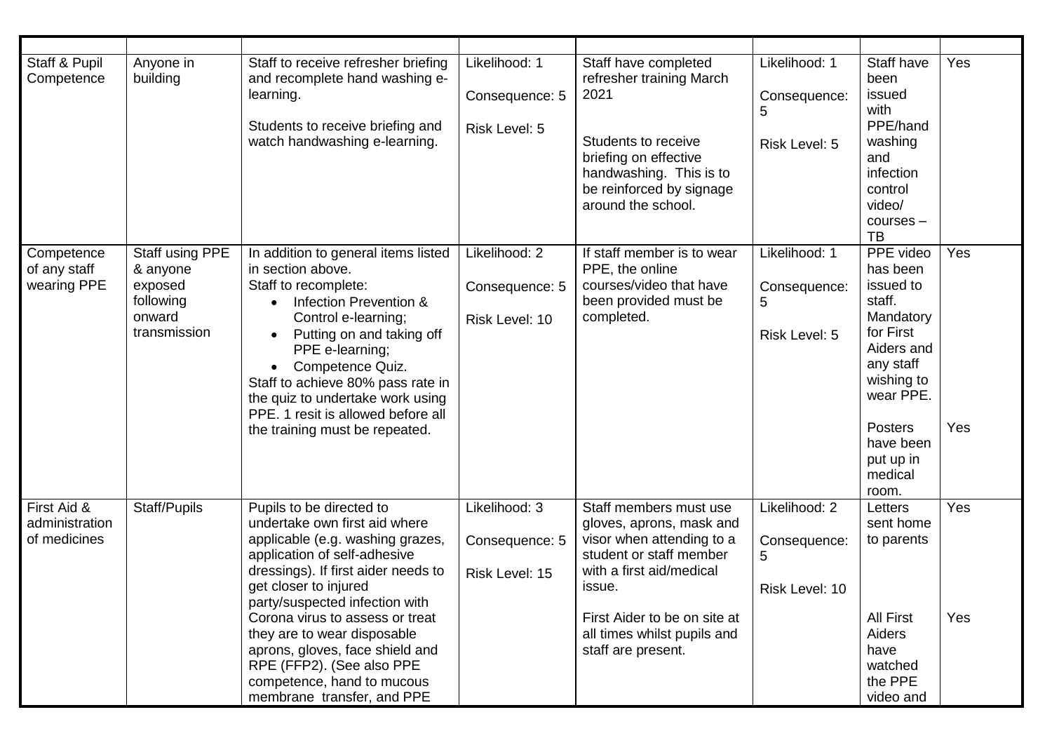| | | | | | | | |
|---|---|---|---|---|---|---|---|
| Staff & Pupil Competence | Anyone in building | Staff to receive refresher briefing and recomplete hand washing e-learning.<br><br>Students to receive briefing and watch handwashing e-learning. | Likelihood: 1<br><br>Consequence: 5<br><br>Risk Level: 5 | Staff have completed refresher training March 2021<br><br>Students to receive briefing on effective handwashing. This is to be reinforced by signage around the school. | Likelihood: 1<br><br>Consequence: 5<br><br>Risk Level: 5 | Staff have been issued with PPE/hand washing and infection control video/ courses – TB | Yes |
| Competence of any staff wearing PPE | Staff using PPE & anyone exposed following onward transmission | In addition to general items listed in section above.<br>Staff to recomplete:<br>• Infection Prevention & Control e-learning;<br>• Putting on and taking off PPE e-learning;<br>• Competence Quiz.<br>Staff to achieve 80% pass rate in the quiz to undertake work using PPE. 1 resit is allowed before all the training must be repeated. | Likelihood: 2<br><br>Consequence: 5<br><br>Risk Level: 10 | If staff member is to wear PPE, the online courses/video that have been provided must be completed. | Likelihood: 1<br><br>Consequence: 5<br><br>Risk Level: 5 | PPE video has been issued to staff. Mandatory for First Aiders and any staff wishing to wear PPE.<br><br>Posters have been put up in medical room. | Yes<br><br>Yes |
| First Aid & administration of medicines | Staff/Pupils | Pupils to be directed to undertake own first aid where applicable (e.g. washing grazes, application of self-adhesive dressings). If first aider needs to get closer to injured party/suspected infection with Corona virus to assess or treat they are to wear disposable aprons, gloves, face shield and RPE (FFP2). (See also PPE competence, hand to mucous membrane transfer, and PPE | Likelihood: 3<br><br>Consequence: 5<br><br>Risk Level: 15 | Staff members must use gloves, aprons, mask and visor when attending to a student or staff member with a first aid/medical issue.<br><br>First Aider to be on site at all times whilst pupils and staff are present. | Likelihood: 2<br><br>Consequence: 5<br><br>Risk Level: 10 | Letters sent home to parents<br><br>All First Aiders have watched the PPE video and | Yes<br><br>Yes |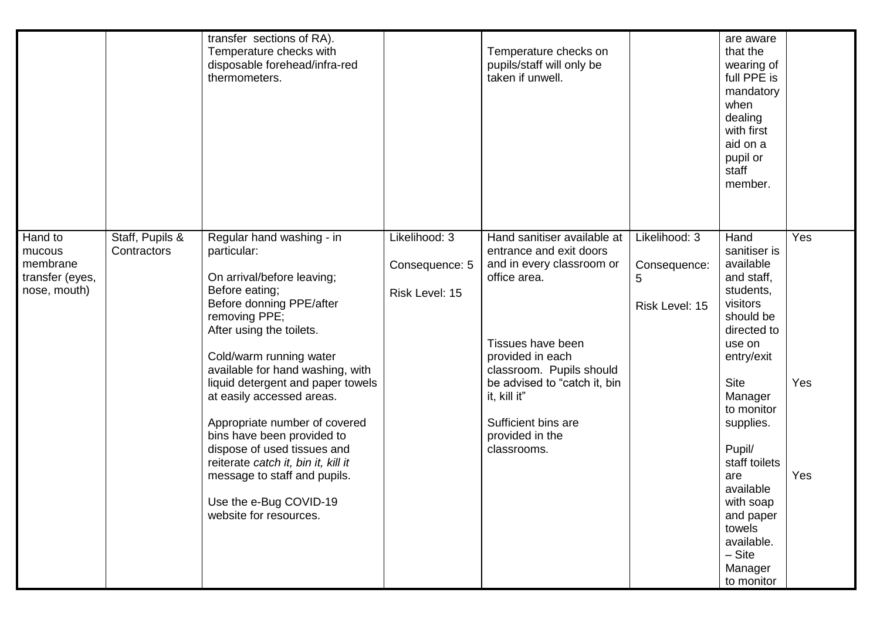| | | | | | | | |
|---|---|---|---|---|---|---|---|
| | | transfer sections of RA).<br>Temperature checks with disposable forehead/infra-red thermometers. | | Temperature checks on pupils/staff will only be taken if unwell. | | are aware that the wearing of full PPE is mandatory when dealing with first aid on a pupil or staff member. | |
| Hand to mucous membrane transfer (eyes, nose, mouth) | Staff, Pupils & Contractors | Regular hand washing - in particular:<br><br>On arrival/before leaving;<br>Before eating;<br>Before donning PPE/after removing PPE;<br>After using the toilets.<br><br>Cold/warm running water available for hand washing, with liquid detergent and paper towels at easily accessed areas.<br><br>Appropriate number of covered bins have been provided to dispose of used tissues and reiterate *catch it, bin it, kill it* message to staff and pupils.<br><br>Use the e-Bug COVID-19 website for resources. | Likelihood: 3<br><br>Consequence: 5<br><br>Risk Level: 15 | Hand sanitiser available at entrance and exit doors and in every classroom or office area.<br><br>Tissues have been provided in each classroom. Pupils should be advised to "catch it, bin it, kill it"<br><br>Sufficient bins are provided in the classrooms. | Likelihood: 3<br><br>Consequence: 5<br><br>Risk Level: 15 | Hand sanitiser is available and staff, students, visitors should be directed to use on entry/exit<br><br>Site Manager to monitor supplies.<br><br>Pupil/ staff toilets are available with soap and paper towels available. – Site Manager to monitor | Yes<br><br>Yes<br><br>Yes |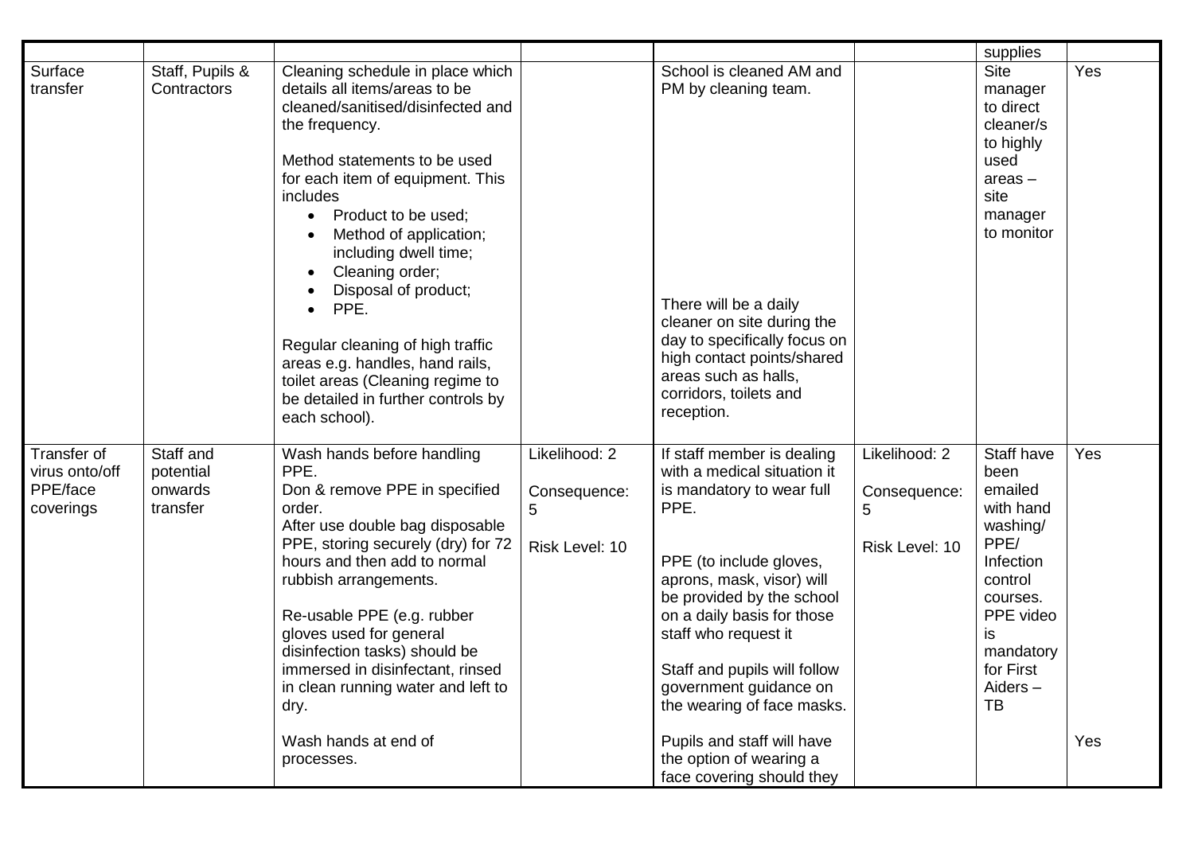| | | | | | | | |
|---|---|---|---|---|---|---|---|
| | | | | | | supplies | |
| Surface transfer | Staff, Pupils & Contractors | Cleaning schedule in place which details all items/areas to be cleaned/sanitised/disinfected and the frequency.<br><br>Method statements to be used for each item of equipment. This includes<br>• Product to be used;<br>• Method of application; including dwell time;<br>• Cleaning order;<br>• Disposal of product;<br>• PPE.<br><br>Regular cleaning of high traffic areas e.g. handles, hand rails, toilet areas (Cleaning regime to be detailed in further controls by each school). | | School is cleaned AM and PM by cleaning team.<br><br>There will be a daily cleaner on site during the day to specifically focus on high contact points/shared areas such as halls, corridors, toilets and reception. | | Site manager to direct cleaner/s to highly used areas – site manager to monitor | Yes |
| Transfer of virus onto/off PPE/face coverings | Staff and potential onwards transfer | Wash hands before handling PPE.<br>Don & remove PPE in specified order.<br>After use double bag disposable PPE, storing securely (dry) for 72 hours and then add to normal rubbish arrangements.<br><br>Re-usable PPE (e.g. rubber gloves used for general disinfection tasks) should be immersed in disinfectant, rinsed in clean running water and left to dry.<br><br>Wash hands at end of processes. | Likelihood: 2<br><br>Consequence: 5<br><br>Risk Level: 10 | If staff member is dealing with a medical situation it is mandatory to wear full PPE.<br><br>PPE (to include gloves, aprons, mask, visor) will be provided by the school on a daily basis for those staff who request it<br><br>Staff and pupils will follow government guidance on the wearing of face masks.<br><br>Pupils and staff will have the option of wearing a face covering should they | Likelihood: 2<br><br>Consequence: 5<br><br>Risk Level: 10 | Staff have been emailed with hand washing/ PPE/ Infection control courses. PPE video is mandatory for First Aiders – TB | Yes<br><br>Yes |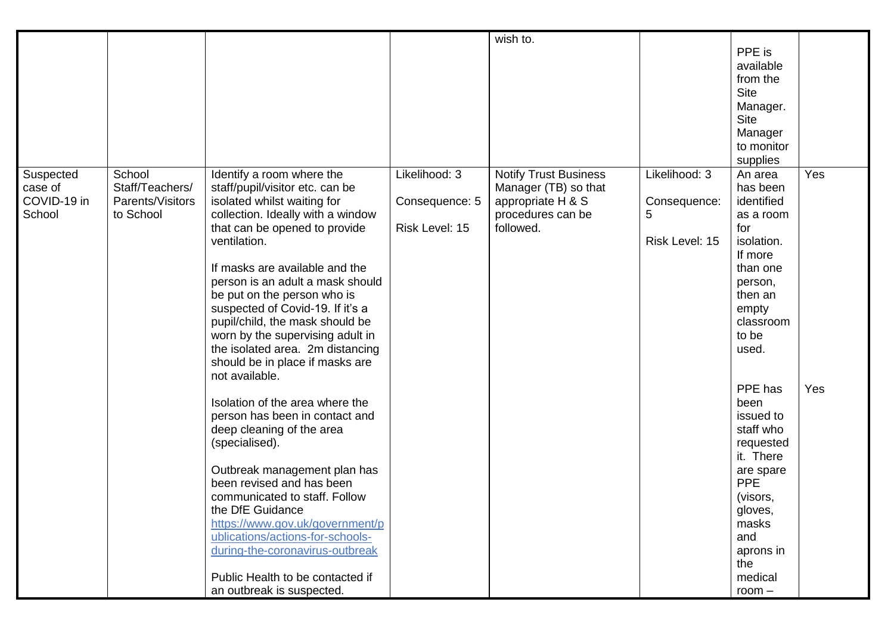| | | | | wish to. | | PPE is available from the Site Manager. Site Manager to monitor supplies | |
|---|---|---|---|---|---|---|---|
| Suspected case of COVID-19 in School | School Staff/Teachers/ Parents/Visitors to School | Identify a room where the staff/pupil/visitor etc. can be isolated whilst waiting for collection. Ideally with a window that can be opened to provide ventilation.<br><br>If masks are available and the person is an adult a mask should be put on the person who is suspected of Covid-19. If it's a pupil/child, the mask should be worn by the supervising adult in the isolated area. 2m distancing should be in place if masks are not available.<br><br>Isolation of the area where the person has been in contact and deep cleaning of the area (specialised).<br><br>Outbreak management plan has been revised and has been communicated to staff. Follow the DfE Guidance [https://www.gov.uk/government/publications/actions-for-schools-during-the-coronavirus-outbreak](https://www.gov.uk/government/publications/actions-for-schools-during-the-coronavirus-outbreak)<br><br>Public Health to be contacted if an outbreak is suspected. | Likelihood: 3<br><br>Consequence: 5<br><br>Risk Level: 15 | Notify Trust Business Manager (TB) so that appropriate H & S procedures can be followed. | Likelihood: 3<br><br>Consequence: 5<br><br>Risk Level: 15 | An area has been identified as a room for isolation. If more than one person, then an empty classroom to be used.<br><br>PPE has been issued to staff who requested it. There are spare PPE (visors, gloves, masks and aprons in the medical room – | Yes<br><br>Yes |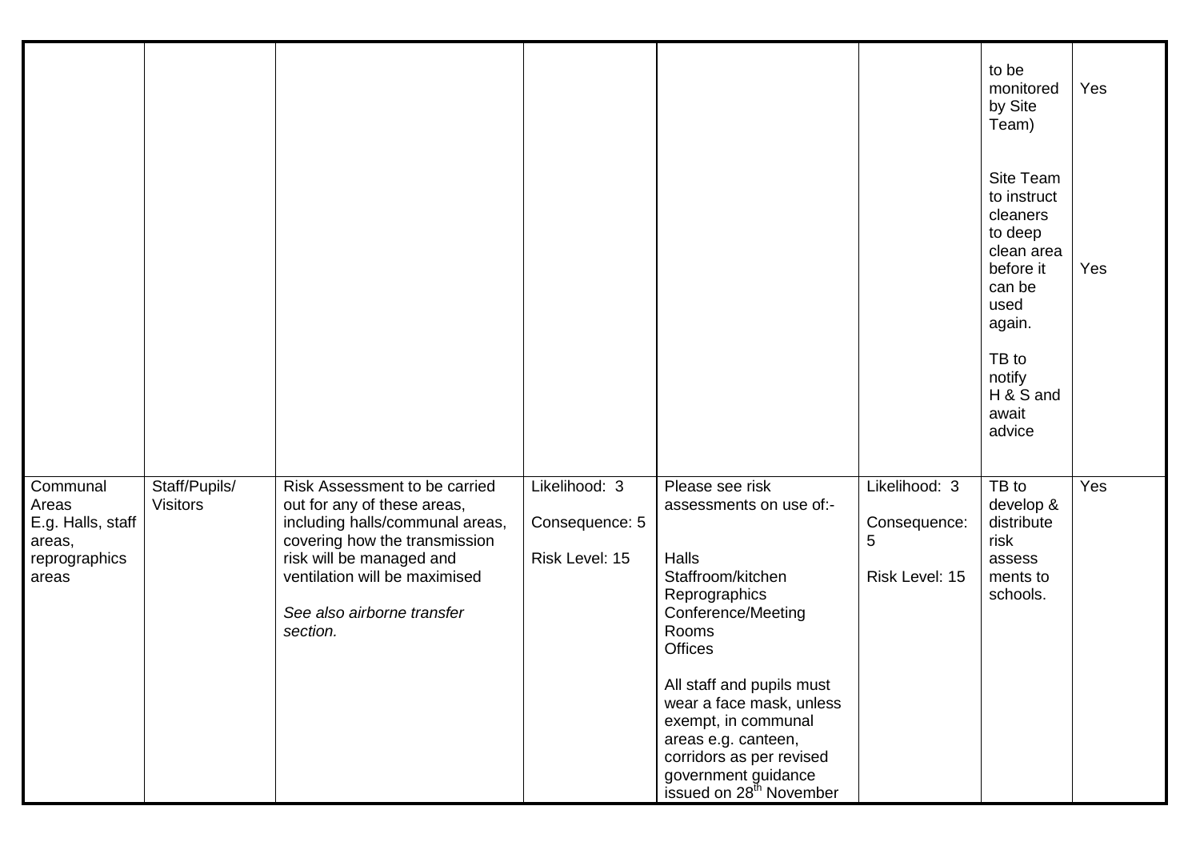| | | | | | | | |
|---|---|---|---|---|---|---|---|
| | | | | | | to be monitored by Site Team)<br><br>Site Team to instruct cleaners to deep clean area before it can be used again.<br><br>TB to notify H & S and await advice | Yes<br><br>Yes |
| Communal Areas E.g. Halls, staff areas, reprographics areas | Staff/Pupils/ Visitors | Risk Assessment to be carried out for any of these areas, including halls/communal areas, covering how the transmission risk will be managed and ventilation will be maximised<br><br>*See also airborne transfer section.* | Likelihood: 3<br><br>Consequence: 5<br><br>Risk Level: 15 | Please see risk assessments on use of:-<br><br>Halls<br>Staffroom/kitchen<br>Reprographics<br>Conference/Meeting Rooms<br>Offices<br><br>All staff and pupils must wear a face mask, unless exempt, in communal areas e.g. canteen, corridors as per revised government guidance issued on 28th November | Likelihood: 3<br><br>Consequence: 5<br><br>Risk Level: 15 | TB to develop & distribute risk assess ments to schools. | Yes |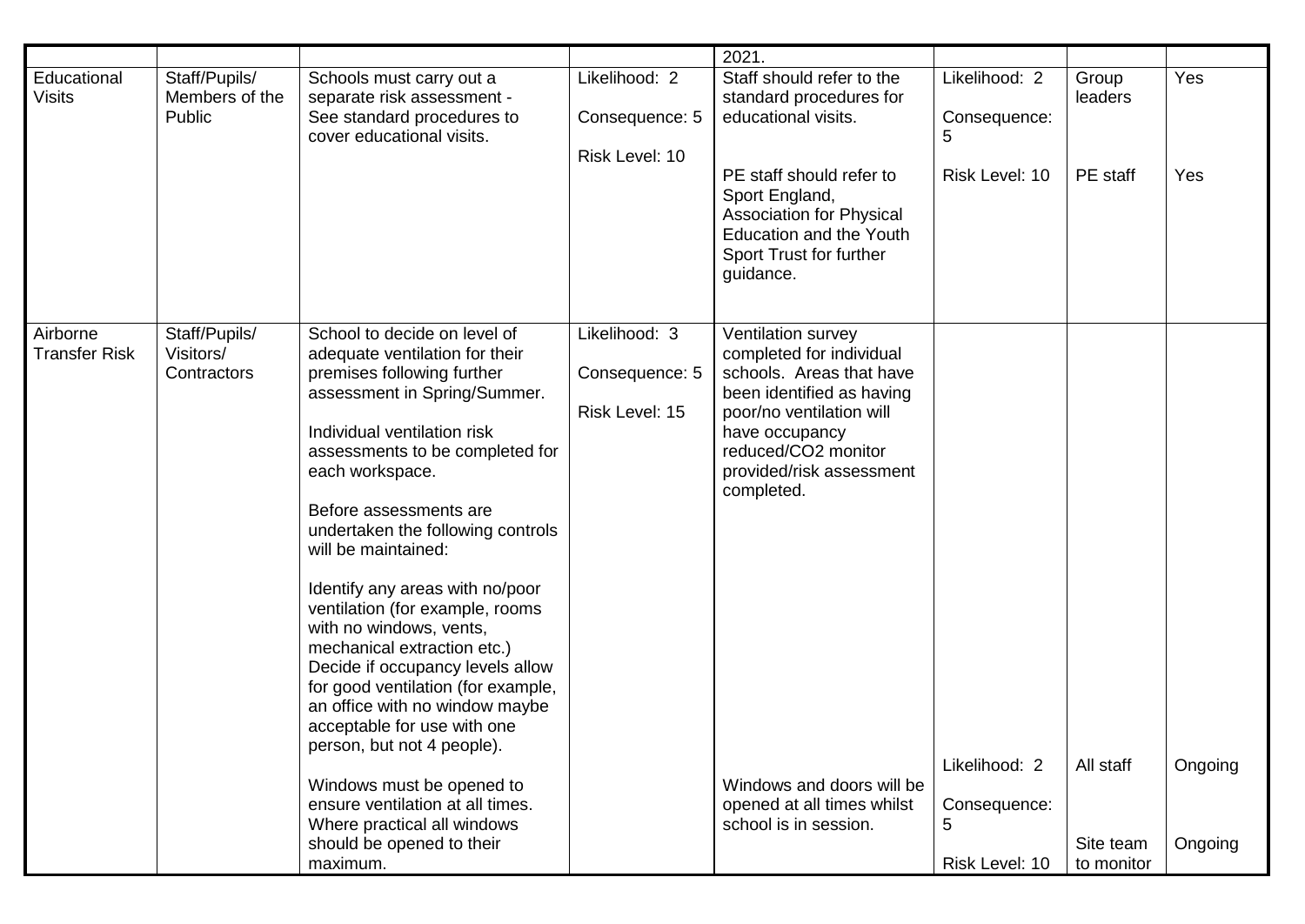| | | | | 2021. | | | |
|---|---|---|---|---|---|---|---|
| Educational Visits | Staff/Pupils/ Members of the Public | Schools must carry out a separate risk assessment - See standard procedures to cover educational visits. | Likelihood: 2<br><br>Consequence: 5<br><br>Risk Level: 10 | Staff should refer to the standard procedures for educational visits.<br><br>PE staff should refer to Sport England, Association for Physical Education and the Youth Sport Trust for further guidance. | Likelihood: 2<br><br>Consequence: 5<br><br>Risk Level: 10 | Group leaders<br><br>PE staff | Yes<br><br>Yes |
| Airborne Transfer Risk | Staff/Pupils/ Visitors/ Contractors | School to decide on level of adequate ventilation for their premises following further assessment in Spring/Summer.<br><br>Individual ventilation risk assessments to be completed for each workspace.<br><br>Before assessments are undertaken the following controls will be maintained:<br><br>Identify any areas with no/poor ventilation (for example, rooms with no windows, vents, mechanical extraction etc.) Decide if occupancy levels allow for good ventilation (for example, an office with no window maybe acceptable for use with one person, but not 4 people).<br><br>Windows must be opened to ensure ventilation at all times. Where practical all windows should be opened to their maximum. | Likelihood: 3<br><br>Consequence: 5<br><br>Risk Level: 15 | Ventilation survey completed for individual schools. Areas that have been identified as having poor/no ventilation will have occupancy reduced/CO2 monitor provided/risk assessment completed.<br><br>Windows and doors will be opened at all times whilst school is in session. | Likelihood: 2<br><br>Consequence: 5<br><br>Risk Level: 10 | All staff<br><br>Site team to monitor | Ongoing<br><br>Ongoing |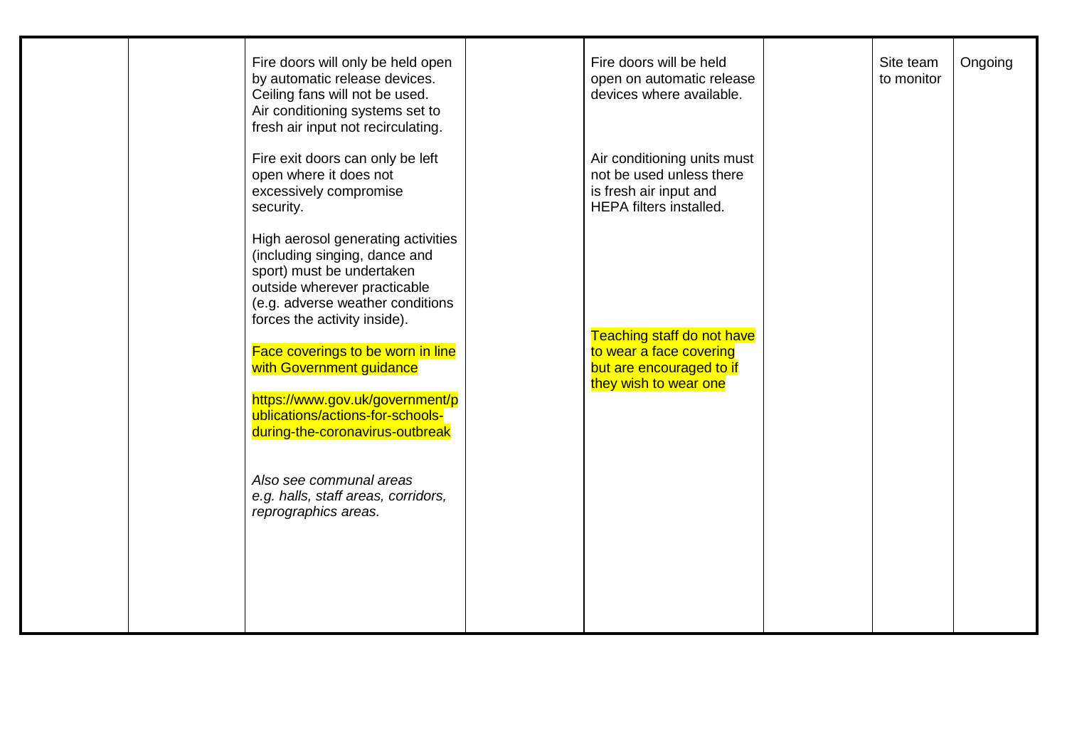|  |  |  |  |  |  |  |  |
|---|---|---|---|---|---|---|---|
|  |  | Fire doors will only be held open by automatic release devices. Ceiling fans will not be used. Air conditioning systems set to fresh air input not recirculating.<br><br>Fire exit doors can only be left open where it does not excessively compromise security.<br><br>High aerosol generating activities (including singing, dance and sport) must be undertaken outside wherever practicable (e.g. adverse weather conditions forces the activity inside).<br><br>Face coverings to be worn in line with Government guidance<br><br>https://www.gov.uk/government/publications/actions-for-schools-during-the-coronavirus-outbreak<br><br>*Also see communal areas e.g. halls, staff areas, corridors, reprographics areas.* |  | Fire doors will be held open on automatic release devices where available.<br><br>Air conditioning units must not be used unless there is fresh air input and HEPA filters installed.<br><br>Teaching staff do not have to wear a face covering but are encouraged to if they wish to wear one |  | Site team to monitor | Ongoing |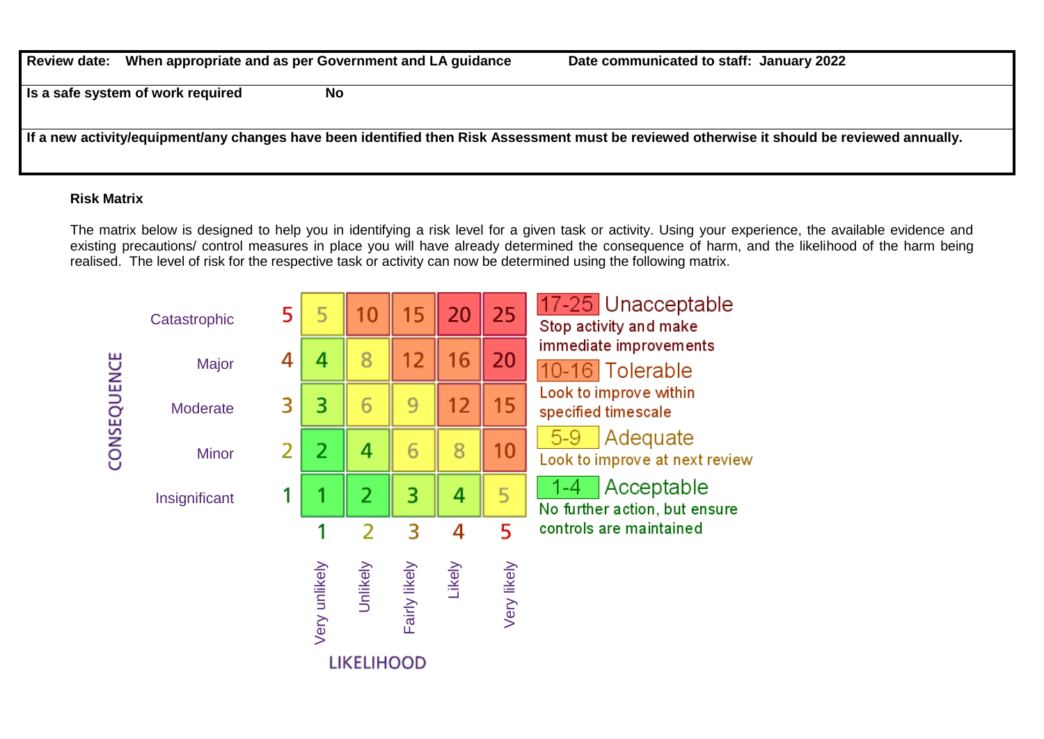| | |
|---|---|
| **Review date:** When appropriate and as per Government and LA guidance | **Date communicated to staff:** January 2022 |
| **Is a safe system of work required** No | |
| **If a new activity/equipment/any changes have been identified then Risk Assessment must be reviewed otherwise it should be reviewed annually.** | |

**Risk Matrix**

The matrix below is designed to help you in identifying a risk level for a given task or activity. Using your experience, the available evidence and existing precautions/ control measures in place you will have already determined the consequence of harm, and the likelihood of the harm being realised. The level of risk for the respective task or activity can now be determined using the following matrix.

| CONSEQUENCE | | 1 Very unlikely | 2 Unlikely | 3 Fairly likely | 4 Likely | 5 Very likely |
|---|---|---|---|---|---|---|
| Catastrophic | 5 | 5 | 10 | 15 | 20 | 25 |
| Major | 4 | 4 | 8 | 12 | 16 | 20 |
| Moderate | 3 | 3 | 6 | 9 | 12 | 15 |
| Minor | 2 | 2 | 4 | 6 | 8 | 10 |
| Insignificant | 1 | 1 | 2 | 3 | 4 | 5 |

LIKELIHOOD

**17-25 Unacceptable** – Stop activity and make immediate improvements

**10-16 Tolerable** – Look to improve within specified timescale

**5-9 Adequate** – Look to improve at next review

**1-4 Acceptable** – No further action, but ensure controls are maintained